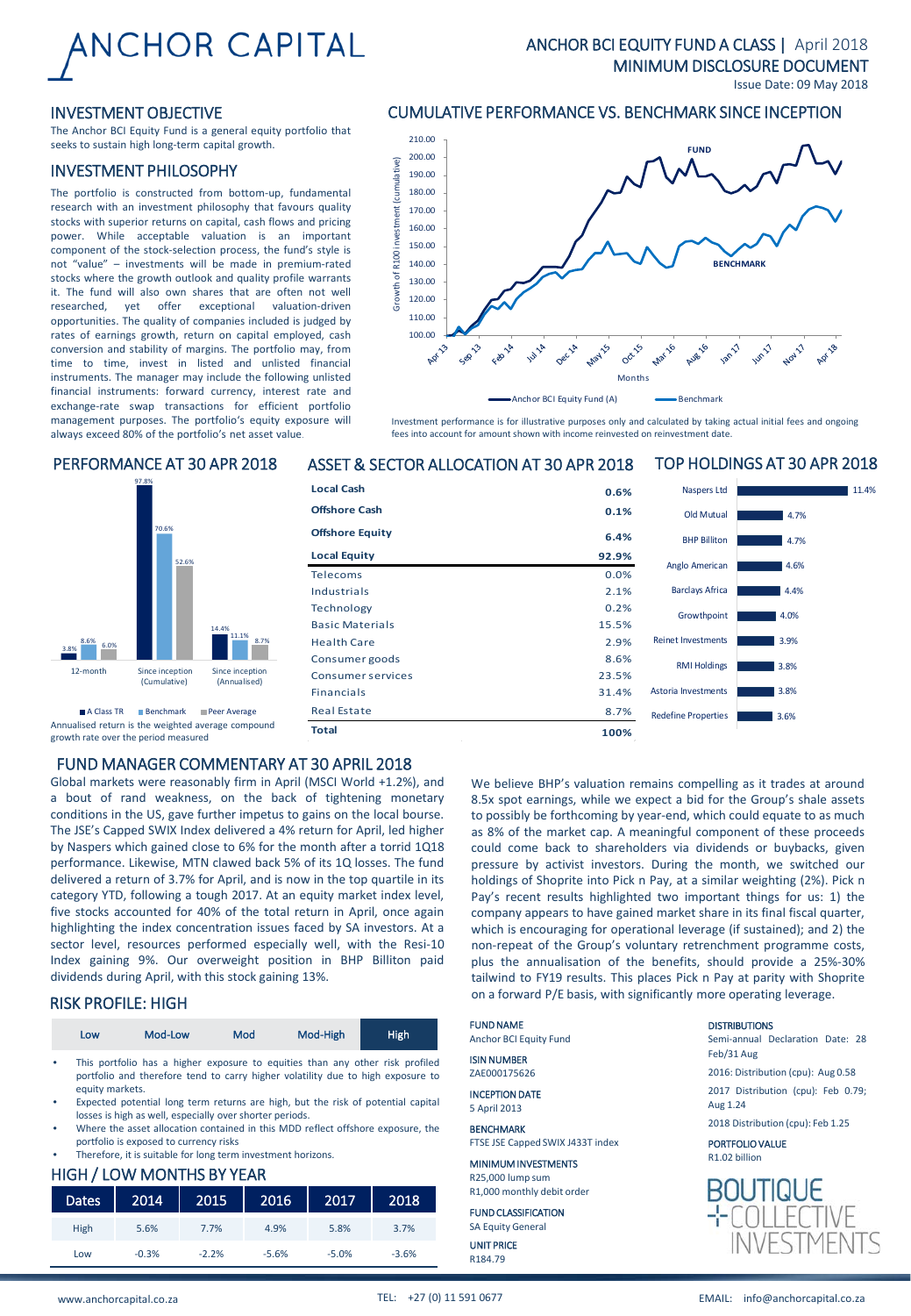# ANCHOR CAPITAL

## ANCHOR BCI EQUITY FUND A CLASS | April 2018
## MINIMUM DISCLOSURE DOCUMENT

Issue Date: 09 May 2018

## INVESTMENT OBJECTIVE

The Anchor BCI Equity Fund is a general equity portfolio that seeks to sustain high long-term capital growth.

## INVESTMENT PHILOSOPHY

The portfolio is constructed from bottom-up, fundamental research with an investment philosophy that favours quality stocks with superior returns on capital, cash flows and pricing power. While acceptable valuation is an important component of the stock-selection process, the fund's style is not "value" – investments will be made in premium-rated stocks where the growth outlook and quality profile warrants it. The fund will also own shares that are often not well researched, yet offer exceptional valuation-driven opportunities. The quality of companies included is judged by rates of earnings growth, return on capital employed, cash conversion and stability of margins. The portfolio may, from time to time, invest in listed and unlisted financial instruments. The manager may include the following unlisted financial instruments: forward currency, interest rate and exchange-rate swap transactions for efficient portfolio management purposes. The portfolio's equity exposure will always exceed 80% of the portfolio's net asset value.

## CUMULATIVE PERFORMANCE VS. BENCHMARK SINCE INCEPTION

Investment performance is for illustrative purposes only and calculated by taking actual initial fees and ongoing fees into account for amount shown with income reinvested on reinvestment date.

## PERFORMANCE AT 30 APR 2018

| | A Class TR | Benchmark | Peer Average |
|---|---|---|---|
| 12-month | 3.8% | 8.6% | 6.0% |
| Since inception (Cumulative) | 97.8% | 70.6% | 52.6% |
| Since inception (Annualised) | 14.4% | 11.1% | 8.7% |

Annualised return is the weighted average compound growth rate over the period measured

## ASSET & SECTOR ALLOCATION AT 30 APR 2018

| | |
|---|---|
| **Local Cash** | **0.6%** |
| **Offshore Cash** | **0.1%** |
| **Offshore Equity** | **6.4%** |
| **Local Equity** | **92.9%** |
| Telecoms | 0.0% |
| Industrials | 2.1% |
| Technology | 0.2% |
| Basic Materials | 15.5% |
| Health Care | 2.9% |
| Consumer goods | 8.6% |
| Consumer services | 23.5% |
| Financials | 31.4% |
| Real Estate | 8.7% |
| **Total** | **100%** |

## TOP HOLDINGS AT 30 APR 2018

| Holding | Weight |
|---|---|
| Naspers Ltd | 11.4% |
| Old Mutual | 4.7% |
| BHP Billiton | 4.7% |
| Anglo American | 4.6% |
| Barclays Africa | 4.4% |
| Growthpoint | 4.0% |
| Reinet Investments | 3.9% |
| RMI Holdings | 3.8% |
| Astoria Investments | 3.8% |
| Redefine Properties | 3.6% |

## FUND MANAGER COMMENTARY AT 30 APRIL 2018

Global markets were reasonably firm in April (MSCI World +1.2%), and a bout of rand weakness, on the back of tightening monetary conditions in the US, gave further impetus to gains on the local bourse. The JSE's Capped SWIX Index delivered a 4% return for April, led higher by Naspers which gained close to 6% for the month after a torrid 1Q18 performance. Likewise, MTN clawed back 5% of its 1Q losses. The fund delivered a return of 3.7% for April, and is now in the top quartile in its category YTD, following a tough 2017. At an equity market index level, five stocks accounted for 40% of the total return in April, once again highlighting the index concentration issues faced by SA investors. At a sector level, resources performed especially well, with the Resi-10 Index gaining 9%. Our overweight position in BHP Billiton paid dividends during April, with this stock gaining 13%.

We believe BHP's valuation remains compelling as it trades at around 8.5x spot earnings, while we expect a bid for the Group's shale assets to possibly be forthcoming by year-end, which could equate to as much as 8% of the market cap. A meaningful component of these proceeds could come back to shareholders via dividends or buybacks, given pressure by activist investors. During the month, we switched our holdings of Shoprite into Pick n Pay, at a similar weighting (2%). Pick n Pay's recent results highlighted two important things for us: 1) the company appears to have gained market share in its final fiscal quarter, which is encouraging for operational leverage (if sustained); and 2) the non-repeat of the Group's voluntary retrenchment programme costs, plus the annualisation of the benefits, should provide a 25%-30% tailwind to FY19 results. This places Pick n Pay at parity with Shoprite on a forward P/E basis, with significantly more operating leverage.

## RISK PROFILE: HIGH

| Low | Mod-Low | Mod | Mod-High | **High** |
|---|---|---|---|---|

- This portfolio has a higher exposure to equities than any other risk profiled portfolio and therefore tend to carry higher volatility due to high exposure to equity markets.
- Expected potential long term returns are high, but the risk of potential capital losses is high as well, especially over shorter periods.
- Where the asset allocation contained in this MDD reflect offshore exposure, the portfolio is exposed to currency risks
- Therefore, it is suitable for long term investment horizons.

## HIGH / LOW MONTHS BY YEAR

| Dates | 2014 | 2015 | 2016 | 2017 | 2018 |
|---|---|---|---|---|---|
| High | 5.6% | 7.7% | 4.9% | 5.8% | 3.7% |
| Low | -0.3% | -2.2% | -5.6% | -5.0% | -3.6% |

**FUND NAME**
Anchor BCI Equity Fund

**ISIN NUMBER**
ZAE000175626

**INCEPTION DATE**
5 April 2013

**BENCHMARK**
FTSE JSE Capped SWIX J433T index

**MINIMUM INVESTMENTS**
R25,000 lump sum
R1,000 monthly debit order

**FUND CLASSIFICATION**
SA Equity General

**UNIT PRICE**
R184.79

**DISTRIBUTIONS**
Semi-annual Declaration Date: 28 Feb/31 Aug

2016: Distribution (cpu): Aug 0.58

2017 Distribution (cpu): Feb 0.79; Aug 1.24

2018 Distribution (cpu): Feb 1.25

**PORTFOLIO VALUE**
R1.02 billion

BOUTIQUE COLLECTIVE INVESTMENTS

www.anchorcapital.co.za TEL: +27 (0) 11 591 0677 EMAIL: info@anchorcapital.co.za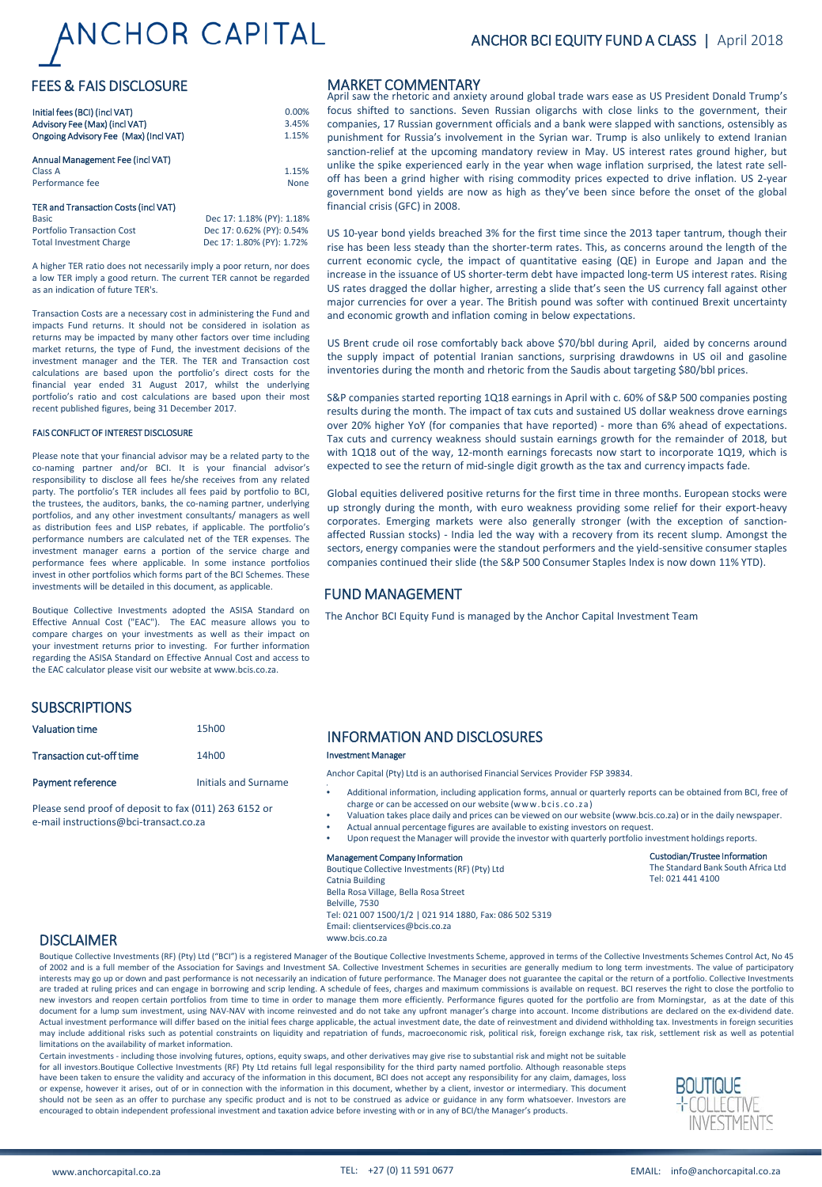# FEES & FAIS DISCLOSURE

| | |
|---|---|
| Initial fees (BCI) (incl VAT) | 0.00% |
| Advisory Fee (Max) (incl VAT) | 3.45% |
| Ongoing Advisory Fee (Max) (incl VAT) | 1.15% |

**Annual Management Fee (incl VAT)**

| | |
|---|---|
| Class A | 1.15% |
| Performance fee | None |

**TER and Transaction Costs (incl VAT)**

| | |
|---|---|
| Basic | Dec 17: 1.18% (PY): 1.18% |
| Portfolio Transaction Cost | Dec 17: 0.62% (PY): 0.54% |
| Total Investment Charge | Dec 17: 1.80% (PY): 1.72% |

A higher TER ratio does not necessarily imply a poor return, nor does a low TER imply a good return. The current TER cannot be regarded as an indication of future TER's.

Transaction Costs are a necessary cost in administering the Fund and impacts Fund returns. It should not be considered in isolation as returns may be impacted by many other factors over time including market returns, the type of Fund, the investment decisions of the investment manager and the TER. The TER and Transaction cost calculations are based upon the portfolio's direct costs for the financial year ended 31 August 2017, whilst the underlying portfolio's ratio and cost calculations are based upon their most recent published figures, being 31 December 2017.

### FAIS CONFLICT OF INTEREST DISCLOSURE

Please note that your financial advisor may be a related party to the co-naming partner and/or BCI. It is your financial advisor's responsibility to disclose all fees he/she receives from any related party. The portfolio's TER includes all fees paid by portfolio to BCI, the trustees, the auditors, banks, the co-naming partner, underlying portfolios, and any other investment consultants/ managers as well as distribution fees and LISP rebates, if applicable. The portfolio's performance numbers are calculated net of the TER expenses. The investment manager earns a portion of the service charge and performance fees where applicable. In some instance portfolios invest in other portfolios which forms part of the BCI Schemes. These investments will be detailed in this document, as applicable.

Boutique Collective Investments adopted the ASISA Standard on Effective Annual Cost ("EAC"). The EAC measure allows you to compare charges on your investments as well as their impact on your investment returns prior to investing. For further information regarding the ASISA Standard on Effective Annual Cost and access to the EAC calculator please visit our website at www.bcis.co.za.

# MARKET COMMENTARY

April saw the rhetoric and anxiety around global trade wars ease as US President Donald Trump's focus shifted to sanctions. Seven Russian oligarchs with close links to the government, their companies, 17 Russian government officials and a bank were slapped with sanctions, ostensibly as punishment for Russia's involvement in the Syrian war. Trump is also unlikely to extend Iranian sanction-relief at the upcoming mandatory review in May. US interest rates ground higher, but unlike the spike experienced early in the year when wage inflation surprised, the latest rate sell-off has been a grind higher with rising commodity prices expected to drive inflation. US 2-year government bond yields are now as high as they've been since before the onset of the global financial crisis (GFC) in 2008.

US 10-year bond yields breached 3% for the first time since the 2013 taper tantrum, though their rise has been less steady than the shorter-term rates. This, as concerns around the length of the current economic cycle, the impact of quantitative easing (QE) in Europe and Japan and the increase in the issuance of US shorter-term debt have impacted long-term US interest rates. Rising US rates dragged the dollar higher, arresting a slide that's seen the US currency fall against other major currencies for over a year. The British pound was softer with continued Brexit uncertainty and economic growth and inflation coming in below expectations.

US Brent crude oil rose comfortably back above $70/bbl during April, aided by concerns around the supply impact of potential Iranian sanctions, surprising drawdowns in US oil and gasoline inventories during the month and rhetoric from the Saudis about targeting $80/bbl prices.

S&P companies started reporting 1Q18 earnings in April with c. 60% of S&P 500 companies posting results during the month. The impact of tax cuts and sustained US dollar weakness drove earnings over 20% higher YoY (for companies that have reported) - more than 6% ahead of expectations. Tax cuts and currency weakness should sustain earnings growth for the remainder of 2018, but with 1Q18 out of the way, 12-month earnings forecasts now start to incorporate 1Q19, which is expected to see the return of mid-single digit growth as the tax and currency impacts fade.

Global equities delivered positive returns for the first time in three months. European stocks were up strongly during the month, with euro weakness providing some relief for their export-heavy corporates. Emerging markets were also generally stronger (with the exception of sanction-affected Russian stocks) - India led the way with a recovery from its recent slump. Amongst the sectors, energy companies were the standout performers and the yield-sensitive consumer staples companies continued their slide (the S&P 500 Consumer Staples Index is now down 11% YTD).

# FUND MANAGEMENT

The Anchor BCI Equity Fund is managed by the Anchor Capital Investment Team

# SUBSCRIPTIONS

| | |
|---|---|
| Valuation time | 15h00 |
| Transaction cut-off time | 14h00 |
| Payment reference | Initials and Surname |

Please send proof of deposit to fax (011) 263 6152 or e-mail instructions@bci-transact.co.za

# INFORMATION AND DISCLOSURES

**Investment Manager**

Anchor Capital (Pty) Ltd is an authorised Financial Services Provider FSP 39834.

- Additional information, including application forms, annual or quarterly reports can be obtained from BCI, free of charge or can be accessed on our website (www.bcis.co.za)
- Valuation takes place daily and prices can be viewed on our website (www.bcis.co.za) or in the daily newspaper.
- Actual annual percentage figures are available to existing investors on request.
- Upon request the Manager will provide the investor with quarterly portfolio investment holdings reports.

**Management Company Information**
Boutique Collective Investments (RF) (Pty) Ltd
Catnia Building
Bella Rosa Village, Bella Rosa Street
Belville, 7530
Tel: 021 007 1500/1/2 | 021 914 1880, Fax: 086 502 5319
Email: clientservices@bcis.co.za
www.bcis.co.za

**Custodian/Trustee Information**
The Standard Bank South Africa Ltd
Tel: 021 441 4100

# DISCLAIMER

Boutique Collective Investments (RF) (Pty) Ltd ("BCI") is a registered Manager of the Boutique Collective Investments Scheme, approved in terms of the Collective Investments Schemes Control Act, No 45 of 2002 and is a full member of the Association for Savings and Investment SA. Collective Investment Schemes in securities are generally medium to long term investments. The value of participatory interests may go up or down and past performance is not necessarily an indication of future performance. The Manager does not guarantee the capital or the return of a portfolio. Collective Investments are traded at ruling prices and can engage in borrowing and scrip lending. A schedule of fees, charges and maximum commissions is available on request. BCI reserves the right to close the portfolio to new investors and reopen certain portfolios from time to time in order to manage them more efficiently. Performance figures quoted for the portfolio are from Morningstar, as at the date of this document for a lump sum investment, using NAV-NAV with income reinvested and do not take any upfront manager's charge into account. Income distributions are declared on the ex-dividend date. Actual investment performance will differ based on the initial fees charge applicable, the actual investment date, the date of reinvestment and dividend withholding tax. Investments in foreign securities may include additional risks such as potential constraints on liquidity and repatriation of funds, macroeconomic risk, political risk, foreign exchange risk, tax risk, settlement risk as well as potential limitations on the availability of market information.

Certain investments - including those involving futures, options, equity swaps, and other derivatives may give rise to substantial risk and might not be suitable for all investors.Boutique Collective Investments (RF) Pty Ltd retains full legal responsibility for the third party named portfolio. Although reasonable steps have been taken to ensure the validity and accuracy of the information in this document, BCI does not accept any responsibility for any claim, damages, loss or expense, however it arises, out of or in connection with the information in this document, whether by a client, investor or intermediary. This document should not be seen as an offer to purchase any specific product and is not to be construed as advice or guidance in any form whatsoever. Investors are encouraged to obtain independent professional investment and taxation advice before investing with or in any of BCI/the Manager's products.